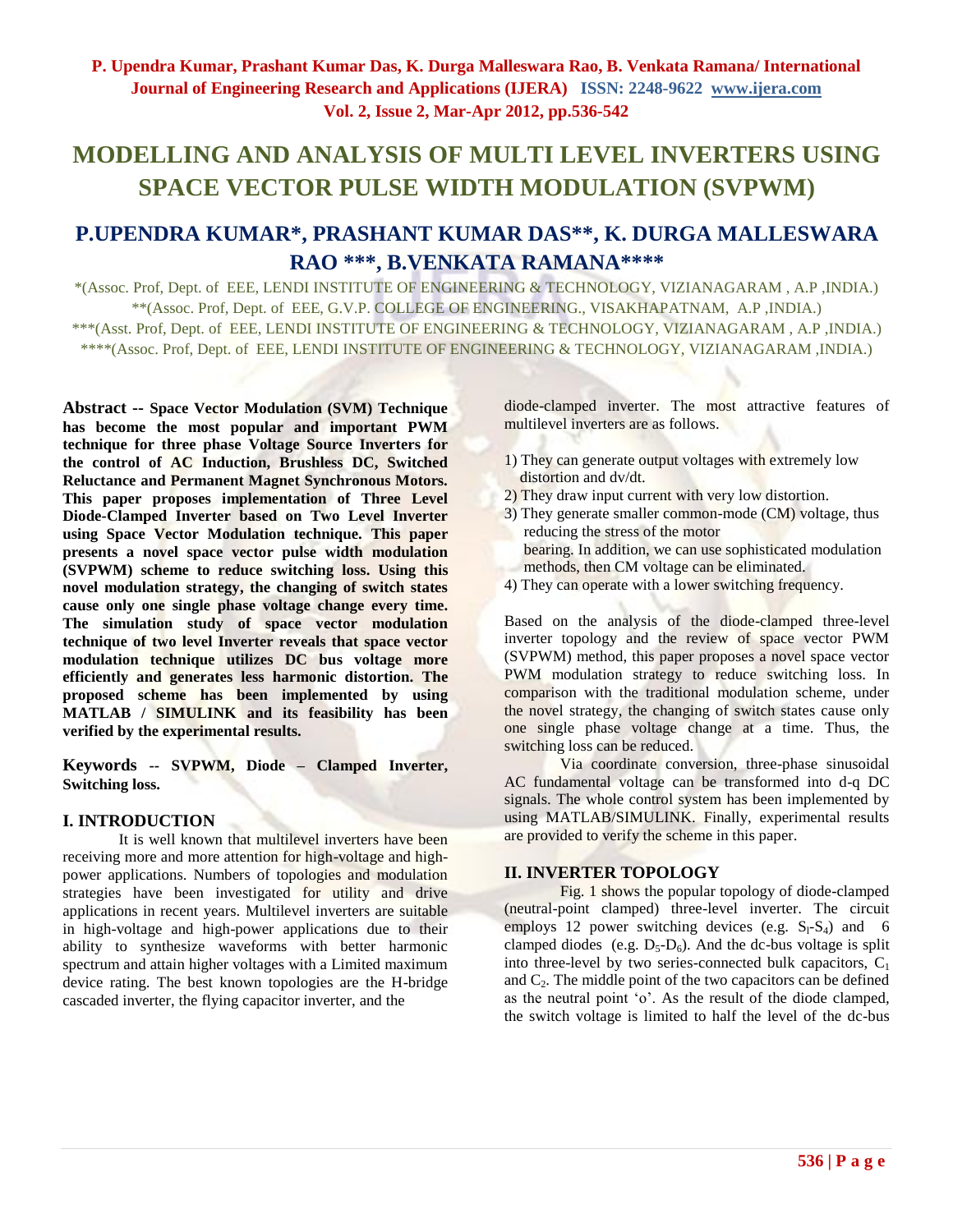# MODELLING AND ANALYSIS OF MULTI LEVEL INVERTERS USING SPACE VECTOR PULSE WIDTH MODULATION (SVPWM)

## P.UPENDRA KUMAR*, PRASHANT KUMAR DAS**, K. DURGA MALLESWARA RAO ***, B.VENKATA RAMANA****

*(Assoc. Prof, Dept. of EEE, LENDI INSTITUTE OF ENGINEERING & TECHNOLOGY, VIZIANAGARAM , A.P ,INDIA.)
**(Assoc. Prof, Dept. of EEE, G.V.P. COLLEGE OF ENGINEERING., VISAKHAPATNAM, A.P ,INDIA.)
***(Asst. Prof, Dept. of EEE, LENDI INSTITUTE OF ENGINEERING & TECHNOLOGY, VIZIANAGARAM , A.P ,INDIA.)
****(Assoc. Prof, Dept. of EEE, LENDI INSTITUTE OF ENGINEERING & TECHNOLOGY, VIZIANAGARAM ,INDIA.)

**Abstract -- Space Vector Modulation (SVM) Technique has become the most popular and important PWM technique for three phase Voltage Source Inverters for the control of AC Induction, Brushless DC, Switched Reluctance and Permanent Magnet Synchronous Motors. This paper proposes implementation of Three Level Diode-Clamped Inverter based on Two Level Inverter using Space Vector Modulation technique. This paper presents a novel space vector pulse width modulation (SVPWM) scheme to reduce switching loss. Using this novel modulation strategy, the changing of switch states cause only one single phase voltage change every time. The simulation study of space vector modulation technique of two level Inverter reveals that space vector modulation technique utilizes DC bus voltage more efficiently and generates less harmonic distortion. The proposed scheme has been implemented by using MATLAB / SIMULINK and its feasibility has been verified by the experimental results.**

**Keywords -- SVPWM, Diode – Clamped Inverter, Switching loss.**

## I. INTRODUCTION

It is well known that multilevel inverters have been receiving more and more attention for high-voltage and high-power applications. Numbers of topologies and modulation strategies have been investigated for utility and drive applications in recent years. Multilevel inverters are suitable in high-voltage and high-power applications due to their ability to synthesize waveforms with better harmonic spectrum and attain higher voltages with a Limited maximum device rating. The best known topologies are the H-bridge cascaded inverter, the flying capacitor inverter, and the diode-clamped inverter. The most attractive features of multilevel inverters are as follows.

1) They can generate output voltages with extremely low distortion and dv/dt.
2) They draw input current with very low distortion.
3) They generate smaller common-mode (CM) voltage, thus reducing the stress of the motor bearing. In addition, we can use sophisticated modulation methods, then CM voltage can be eliminated.
4) They can operate with a lower switching frequency.

Based on the analysis of the diode-clamped three-level inverter topology and the review of space vector PWM (SVPWM) method, this paper proposes a novel space vector PWM modulation strategy to reduce switching loss. In comparison with the traditional modulation scheme, under the novel strategy, the changing of switch states cause only one single phase voltage change at a time. Thus, the switching loss can be reduced.

Via coordinate conversion, three-phase sinusoidal AC fundamental voltage can be transformed into d-q DC signals. The whole control system has been implemented by using MATLAB/SIMULINK. Finally, experimental results are provided to verify the scheme in this paper.

## II. INVERTER TOPOLOGY

Fig. 1 shows the popular topology of diode-clamped (neutral-point clamped) three-level inverter. The circuit employs 12 power switching devices (e.g. $S_1$-$S_4$) and 6 clamped diodes (e.g. $D_5$-$D_6$). And the dc-bus voltage is split into three-level by two series-connected bulk capacitors, $C_1$ and $C_2$. The middle point of the two capacitors can be defined as the neutral point 'o'. As the result of the diode clamped, the switch voltage is limited to half the level of the dc-bus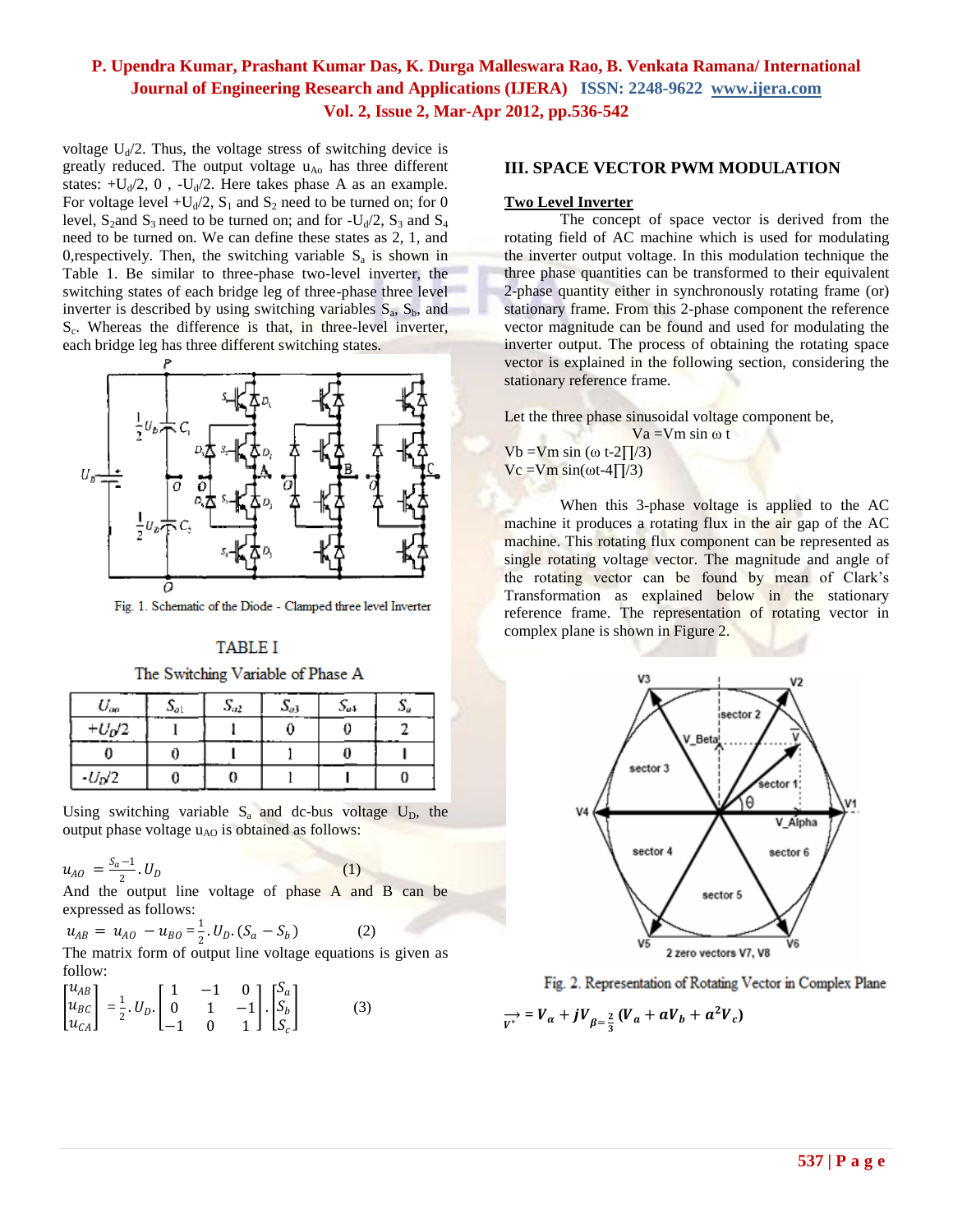voltage $U_d/2$. Thus, the voltage stress of switching device is greatly reduced. The output voltage $u_{Ao}$ has three different states: $+U_d/2$, 0 , $-U_d/2$. Here takes phase A as an example. For voltage level $+U_d/2$, $S_1$ and $S_2$ need to be turned on; for 0 level, $S_2$ and $S_3$ need to be turned on; and for $-U_d/2$, $S_3$ and $S_4$ need to be turned on. We can define these states as 2, 1, and 0,respectively. Then, the switching variable $S_a$ is shown in Table 1. Be similar to three-phase two-level inverter, the switching states of each bridge leg of three-phase three level inverter is described by using switching variables $S_a$, $S_b$, and $S_c$. Whereas the difference is that, in three-level inverter, each bridge leg has three different switching states.

Fig. 1. Schematic of the Diode - Clamped three level Inverter

TABLE I

The Switching Variable of Phase A

| $U_{ao}$ | $S_{a1}$ | $S_{a2}$ | $S_{a3}$ | $S_{a4}$ | $S_a$ |
|---|---|---|---|---|---|
| $+U_D/2$ | 1 | 1 | 0 | 0 | 2 |
| 0 | 0 | 1 | 1 | 0 | 1 |
| $-U_D/2$ | 0 | 0 | 1 | 1 | 0 |

Using switching variable $S_a$ and dc-bus voltage $U_D$, the output phase voltage $u_{AO}$ is obtained as follows:

$$u_{AO} = \frac{S_a - 1}{2} . U_D \quad (1)$$

And the output line voltage of phase A and B can be expressed as follows:

$$u_{AB} = u_{AO} - u_{BO} = \frac{1}{2} . U_D . (S_a - S_b) \quad (2)$$

The matrix form of output line voltage equations is given as follow:

$$\begin{bmatrix} u_{AB} \\ u_{BC} \\ u_{CA} \end{bmatrix} = \frac{1}{2} . U_D . \begin{bmatrix} 1 & -1 & 0 \\ 0 & 1 & -1 \\ -1 & 0 & 1 \end{bmatrix} . \begin{bmatrix} S_a \\ S_b \\ S_c \end{bmatrix} \quad (3)$$

## III. SPACE VECTOR PWM MODULATION

**Two Level Inverter**

The concept of space vector is derived from the rotating field of AC machine which is used for modulating the inverter output voltage. In this modulation technique the three phase quantities can be transformed to their equivalent 2-phase quantity either in synchronously rotating frame (or) stationary frame. From this 2-phase component the reference vector magnitude can be found and used for modulating the inverter output. The process of obtaining the rotating space vector is explained in the following section, considering the stationary reference frame.

Let the three phase sinusoidal voltage component be,

$$V_a = V_m \sin \omega t$$
$$V_b = V_m \sin (\omega t - 2\pi/3)$$
$$V_c = V_m \sin(\omega t - 4\pi/3)$$

When this 3-phase voltage is applied to the AC machine it produces a rotating flux in the air gap of the AC machine. This rotating flux component can be represented as single rotating voltage vector. The magnitude and angle of the rotating vector can be found by mean of Clark's Transformation as explained below in the stationary reference frame. The representation of rotating vector in complex plane is shown in Figure 2.

Fig. 2. Representation of Rotating Vector in Complex Plane

$$\overrightarrow{V^*} = V_\alpha + jV_\beta = \frac{2}{3} (V_a + aV_b + a^2V_c)$$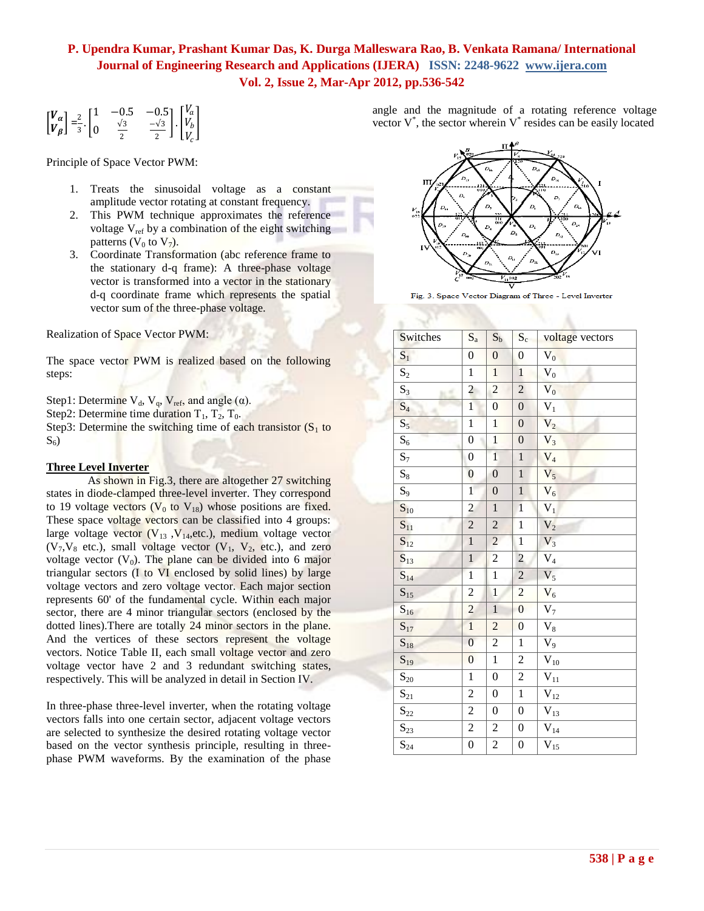$$\begin{bmatrix} V_\alpha \\ V_\beta \end{bmatrix} = \frac{2}{3} \cdot \begin{bmatrix} 1 & -0.5 & -0.5 \\ 0 & \frac{\sqrt{3}}{2} & \frac{-\sqrt{3}}{2} \end{bmatrix} \cdot \begin{bmatrix} V_a \\ V_b \\ V_c \end{bmatrix}$$

Principle of Space Vector PWM:

1. Treats the sinusoidal voltage as a constant amplitude vector rotating at constant frequency.
2. This PWM technique approximates the reference voltage $V_{ref}$ by a combination of the eight switching patterns ($V_0$ to $V_7$).
3. Coordinate Transformation (abc reference frame to the stationary d-q frame): A three-phase voltage vector is transformed into a vector in the stationary d-q coordinate frame which represents the spatial vector sum of the three-phase voltage.

Realization of Space Vector PWM:

The space vector PWM is realized based on the following steps:

Step1: Determine $V_d$, $V_q$, $V_{ref}$, and angle ($\alpha$).
Step2: Determine time duration $T_1$, $T_2$, $T_0$.
Step3: Determine the switching time of each transistor ($S_1$ to $S_6$)

**Three Level Inverter**

As shown in Fig.3, there are altogether 27 switching states in diode-clamped three-level inverter. They correspond to 19 voltage vectors ($V_0$ to $V_{18}$) whose positions are fixed. These space voltage vectors can be classified into 4 groups: large voltage vector ($V_{13}$ ,$V_{14}$,etc.), medium voltage vector ($V_7$,$V_8$ etc.), small voltage vector ($V_1$, $V_2$, etc.), and zero voltage vector ($V_0$). The plane can be divided into 6 major triangular sectors (I to VI enclosed by solid lines) by large voltage vectors and zero voltage vector. Each major section represents 60' of the fundamental cycle. Within each major sector, there are 4 minor triangular sectors (enclosed by the dotted lines).There are totally 24 minor sectors in the plane. And the vertices of these sectors represent the voltage vectors. Notice Table II, each small voltage vector and zero voltage vector have 2 and 3 redundant switching states, respectively. This will be analyzed in detail in Section IV.

In three-phase three-level inverter, when the rotating voltage vectors falls into one certain sector, adjacent voltage vectors are selected to synthesize the desired rotating voltage vector based on the vector synthesis principle, resulting in three-phase PWM waveforms. By the examination of the phase angle and the magnitude of a rotating reference voltage vector $V^*$, the sector wherein $V^*$ resides can be easily located

Fig. 3. Space Vector Diagram of Three - Level Inverter

| Switches | $S_a$ | $S_b$ | $S_c$ | voltage vectors |
|---|---|---|---|---|
| $S_1$ | 0 | 0 | 0 | $V_0$ |
| $S_2$ | 1 | 1 | 1 | $V_0$ |
| $S_3$ | 2 | 2 | 2 | $V_0$ |
| $S_4$ | 1 | 0 | 0 | $V_1$ |
| $S_5$ | 1 | 1 | 0 | $V_2$ |
| $S_6$ | 0 | 1 | 0 | $V_3$ |
| $S_7$ | 0 | 1 | 1 | $V_4$ |
| $S_8$ | 0 | 0 | 1 | $V_5$ |
| $S_9$ | 1 | 0 | 1 | $V_6$ |
| $S_{10}$ | 2 | 1 | 1 | $V_1$ |
| $S_{11}$ | 2 | 2 | 1 | $V_2$ |
| $S_{12}$ | 1 | 2 | 1 | $V_3$ |
| $S_{13}$ | 1 | 2 | 2 | $V_4$ |
| $S_{14}$ | 1 | 1 | 2 | $V_5$ |
| $S_{15}$ | 2 | 1 | 2 | $V_6$ |
| $S_{16}$ | 2 | 1 | 0 | $V_7$ |
| $S_{17}$ | 1 | 2 | 0 | $V_8$ |
| $S_{18}$ | 0 | 2 | 1 | $V_9$ |
| $S_{19}$ | 0 | 1 | 2 | $V_{10}$ |
| $S_{20}$ | 1 | 0 | 2 | $V_{11}$ |
| $S_{21}$ | 2 | 0 | 1 | $V_{12}$ |
| $S_{22}$ | 2 | 0 | 0 | $V_{13}$ |
| $S_{23}$ | 2 | 2 | 0 | $V_{14}$ |
| $S_{24}$ | 0 | 2 | 0 | $V_{15}$ |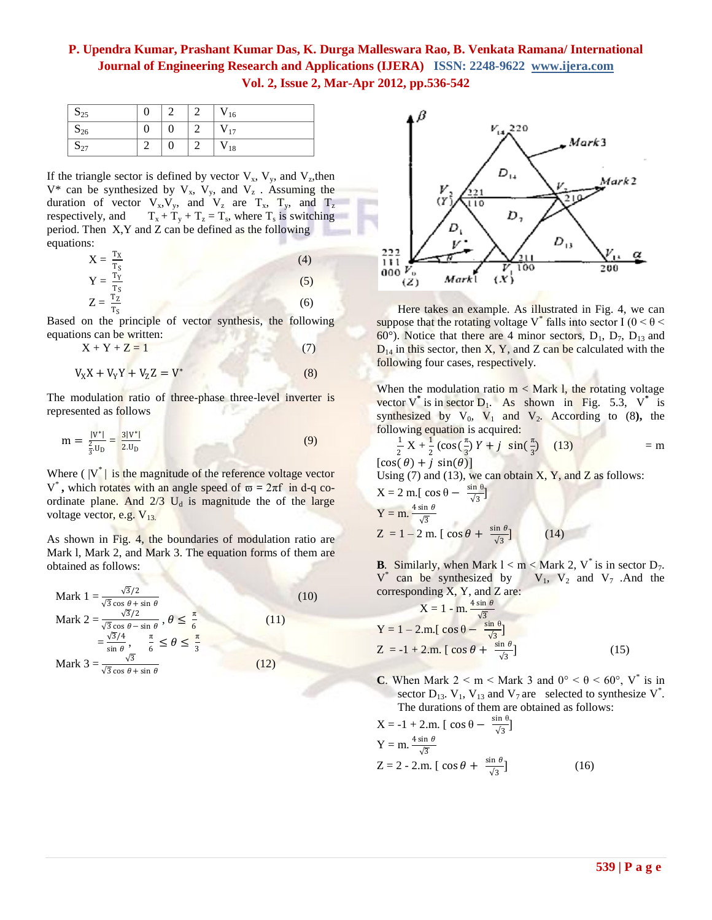| $S_{25}$ | 0 | 2 | 2 | $V_{16}$ |
|---|---|---|---|---|
| $S_{26}$ | 0 | 0 | 2 | $V_{17}$ |
| $S_{27}$ | 2 | 0 | 2 | $V_{18}$ |

If the triangle sector is defined by vector $V_x$, $V_y$, and $V_z$,then V* can be synthesized by $V_x$, $V_y$, and $V_z$ . Assuming the duration of vector $V_x$,$V_y$, and $V_z$ are $T_x$, $T_y$, and $T_z$ respectively, and $T_x + T_y + T_z = T_s$, where $T_s$ is switching period. Then X,Y and Z can be defined as the following equations:

$$X = \frac{T_X}{T_S} \tag{4}$$

$$Y = \frac{T_Y}{T_S} \tag{5}$$

$$Z = \frac{T_Z}{T_S} \tag{6}$$

Based on the principle of vector synthesis, the following equations can be written:

$$X + Y + Z = 1 \tag{7}$$

$$V_X X + V_Y Y + V_Z Z = V^* \tag{8}$$

The modulation ratio of three-phase three-level inverter is represented as follows

$$m = \frac{|V^*|}{\frac{2}{3} \cdot U_D} = \frac{3|V^*|}{2 \cdot U_D} \tag{9}$$

Where ( $|V^*|$ is the magnitude of the reference voltage vector $V^*$**,** which rotates with an angle speed of $\varpi = 2\pi f$ in d-q co-ordinate plane. And 2/3 $U_d$ is magnitude the of the large voltage vector, e.g. $V_{13}$.

As shown in Fig. 4, the boundaries of modulation ratio are Mark l, Mark 2, and Mark 3. The equation forms of them are obtained as follows:

$$\text{Mark 1} = \frac{\sqrt{3}/2}{\sqrt{3}\cos\theta + \sin\theta} \tag{10}$$

$$\text{Mark 2} = \frac{\sqrt{3}/2}{\sqrt{3}\cos\theta - \sin\theta}, \theta \le \frac{\pi}{6} \tag{11}$$

$$= \frac{\sqrt{3}/4}{\sin\theta}, \quad \frac{\pi}{6} \le \theta \le \frac{\pi}{3}$$

$$\text{Mark 3} = \frac{\sqrt{3}}{\sqrt{3}\cos\theta + \sin\theta} \tag{12}$$

Here takes an example. As illustrated in Fig. 4, we can suppose that the rotating voltage $V^*$ falls into sector I ($0 < \theta < 60°$). Notice that there are 4 minor sectors, $D_1$, $D_7$, $D_{13}$ and $D_{14}$ in this sector, then X, Y, and Z can be calculated with the following four cases, respectively.

When the modulation ratio m < Mark l, the rotating voltage vector $V^*$ is in sector $D_1$. As shown in Fig. 5.3, $V^*$ is synthesized by $V_0$, $V_1$ and $V_2$. According to (8)**,** the following equation is acquired:

$$\frac{1}{2}X + \frac{1}{2}(\cos(\tfrac{\pi}{3})Y + j\ \sin(\tfrac{\pi}{3}) \quad (13) \quad = m\,[\cos(\theta) + j\ \sin(\theta)]$$

Using (7) and (13), we can obtain X, Y, and Z as follows:

$$X = 2\text{ m.}[\cos\theta - \frac{\sin\theta}{\sqrt{3}}]$$

$$Y = \text{m.}\frac{4\sin\theta}{\sqrt{3}}$$

$$Z = 1 - 2\text{ m.}[\cos\theta + \frac{\sin\theta}{\sqrt{3}}] \tag{14}$$

**B**. Similarly, when Mark l < m < Mark 2, $V^*$ is in sector $D_7$. $V^*$ can be synthesized by $V_1$, $V_2$ and $V_7$ .And the corresponding X, Y, and Z are:

$$X = 1 - \text{m.}\frac{4\sin\theta}{\sqrt{3}}$$

$$Y = 1 - 2\text{.m.}[\cos\theta - \frac{\sin\theta}{\sqrt{3}}]$$

$$Z = -1 + 2\text{.m.}[\cos\theta + \frac{\sin\theta}{\sqrt{3}}] \tag{15}$$

**C**. When Mark 2 < m < Mark 3 and 0° < θ < 60°, $V^*$ is in sector $D_{13}$. $V_1$, $V_{13}$ and $V_7$ are selected to synthesize $V^*$. The durations of them are obtained as follows:

$$X = -1 + 2\text{.m.}[\cos\theta - \frac{\sin\theta}{\sqrt{3}}]$$

$$Y = \text{m.}\frac{4\sin\theta}{\sqrt{3}}$$

$$Z = 2 - 2\text{.m.}[\cos\theta + \frac{\sin\theta}{\sqrt{3}}] \tag{16}$$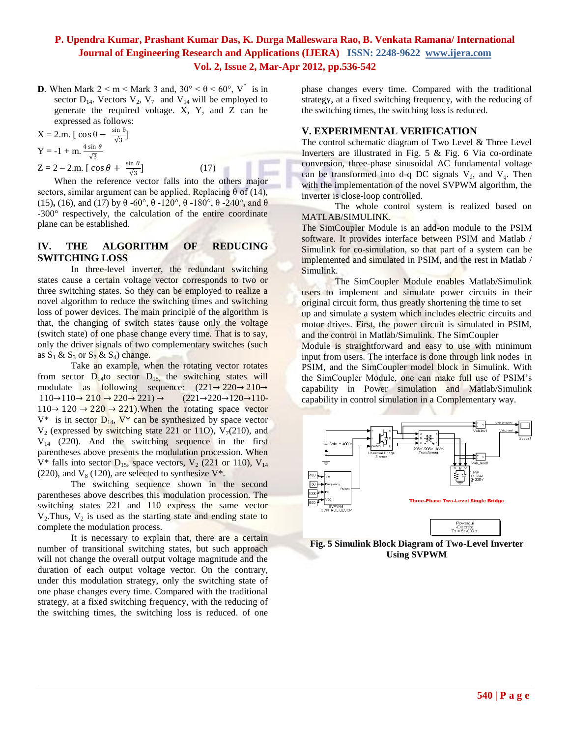**D**. When Mark 2 < m < Mark 3 and, 30° < θ < 60°, $V^*$ is in sector $D_{14}$. Vectors $V_2$, $V_7$ and $V_{14}$ will be employed to generate the required voltage. X, Y, and Z can be expressed as follows:

$$X = 2.m. \left[ \cos\theta - \frac{\sin\theta}{\sqrt{3}} \right]$$

$$Y = -1 + m. \frac{4\sin\theta}{\sqrt{3}}$$

$$Z = 2 - 2.m. \left[ \cos\theta + \frac{\sin\theta}{\sqrt{3}} \right] \quad (17)$$

When the reference vector falls into the others major sectors, similar argument can be applied. Replacing θ of (14), (15), (16), and (17) by θ -60°, θ -120°, θ -180°, θ -240°, and θ -300° respectively, the calculation of the entire coordinate plane can be established.

## IV. THE ALGORITHM OF REDUCING SWITCHING LOSS

In three-level inverter, the redundant switching states cause a certain voltage vector corresponds to two or three switching states. So they can be employed to realize a novel algorithm to reduce the switching times and switching loss of power devices. The main principle of the algorithm is that, the changing of switch states cause only the voltage (switch state) of one phase change every time. That is to say, only the driver signals of two complementary switches (such as $S_1$ & $S_3$ or $S_2$ & $S_4$) change.

Take an example, when the rotating vector rotates from sector $D_{14}$to sector $D_{15,}$ the switching states will modulate as following sequence: (221→ 220→ 210→ 110→110→ 210 → 220→ 221) → (221→220→120→110-110→ 120 → 220 → 221).When the rotating space vector V* is in sector $D_{14}$, V* can be synthesized by space vector $V_2$ (expressed by switching state 221 or 11O), $V_7$(210), and $V_{14}$ (220). And the switching sequence in the first parentheses above presents the modulation procession. When V* falls into sector $D_{15}$, space vectors, $V_2$ (221 or 110), $V_{14}$ (220), and $V_8$ (120), are selected to synthesize V*.

The switching sequence shown in the second parentheses above describes this modulation procession. The switching states 221 and 110 express the same vector $V_2$.Thus, $V_2$ is used as the starting state and ending state to complete the modulation process.

It is necessary to explain that, there are a certain number of transitional switching states, but such approach will not change the overall output voltage magnitude and the duration of each output voltage vector. On the contrary, under this modulation strategy, only the switching state of one phase changes every time. Compared with the traditional strategy, at a fixed switching frequency, with the reducing of the switching times, the switching loss is reduced. of one phase changes every time. Compared with the traditional strategy, at a fixed switching frequency, with the reducing of the switching times, the switching loss is reduced.

## V. EXPERIMENTAL VERIFICATION

The control schematic diagram of Two Level & Three Level Inverters are illustrated in Fig. 5 & Fig. 6 Via co-ordinate conversion, three-phase sinusoidal AC fundamental voltage can be transformed into d-q DC signals $V_d$, and $V_q$. Then with the implementation of the novel SVPWM algorithm, the inverter is close-loop controlled.

The whole control system is realized based on MATLAB/SIMULINK.

The SimCoupler Module is an add-on module to the PSIM software. It provides interface between PSIM and Matlab / Simulink for co-simulation, so that part of a system can be implemented and simulated in PSIM, and the rest in Matlab / Simulink.

The SimCoupler Module enables Matlab/Simulink users to implement and simulate power circuits in their original circuit form, thus greatly shortening the time to set up and simulate a system which includes electric circuits and motor drives. First, the power circuit is simulated in PSIM, and the control in Matlab/Simulink. The SimCoupler Module is straightforward and easy to use with minimum input from users. The interface is done through link nodes in PSIM, and the SimCoupler model block in Simulink. With the SimCoupler Module, one can make full use of PSIM's capability in Power simulation and Matlab/Simulink capability in control simulation in a Complementary way.

**Fig. 5 Simulink Block Diagram of Two-Level Inverter Using SVPWM**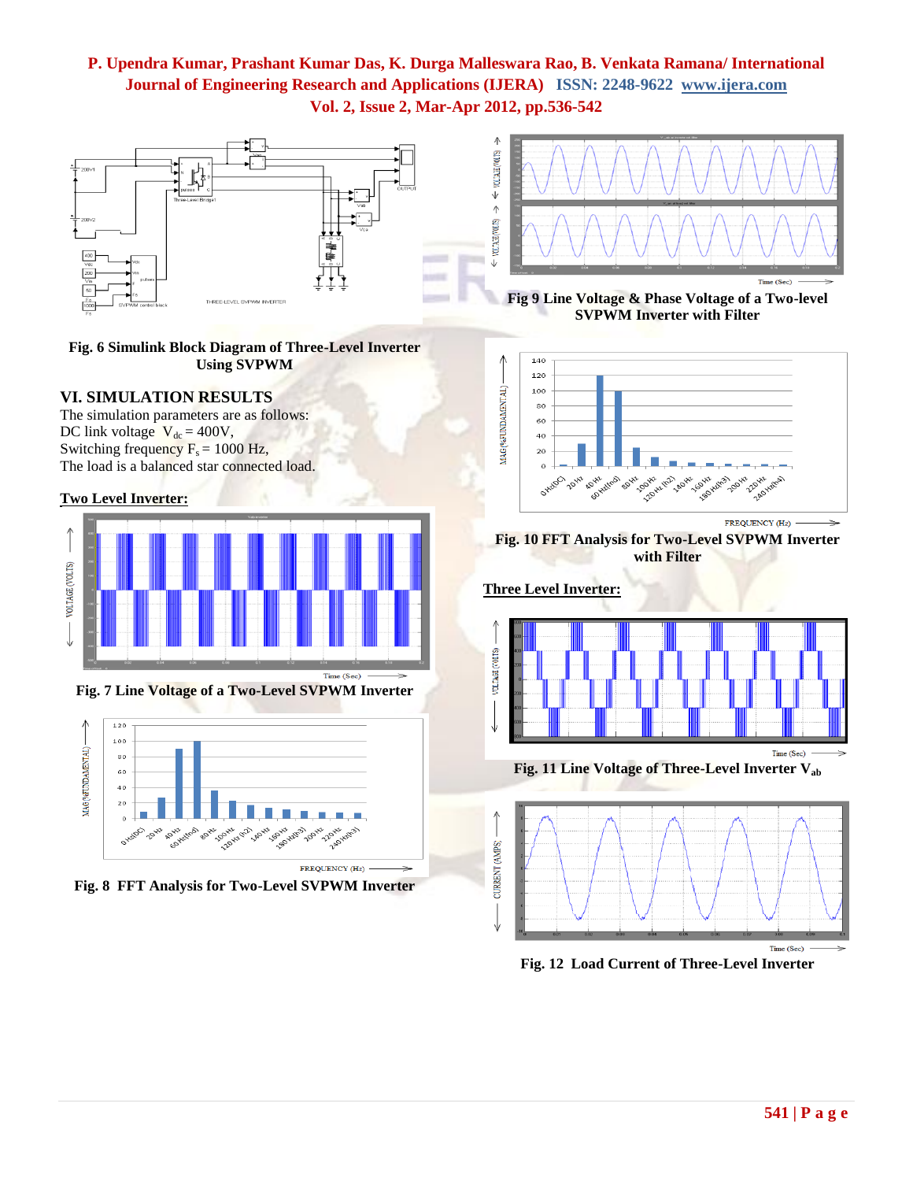Fig. 6 Simulink Block Diagram of Three-Level Inverter Using SVPWM

## VI. SIMULATION RESULTS

The simulation parameters are as follows:
DC link voltage $V_{dc} = 400V$,
Switching frequency $F_s = 1000$ Hz,
The load is a balanced star connected load.

**Two Level Inverter:**

Fig. 7 Line Voltage of a Two-Level SVPWM Inverter

Fig. 8 FFT Analysis for Two-Level SVPWM Inverter

Fig 9 Line Voltage & Phase Voltage of a Two-level SVPWM Inverter with Filter

Fig. 10 FFT Analysis for Two-Level SVPWM Inverter with Filter

**Three Level Inverter:**

Fig. 11 Line Voltage of Three-Level Inverter $V_{ab}$

Fig. 12 Load Current of Three-Level Inverter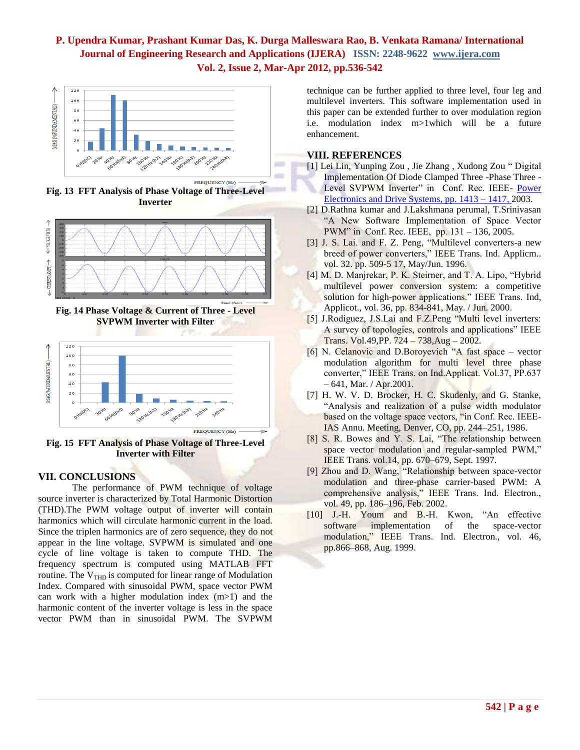MAG (%FUNDAMENTAL)

120
100
80
60
40
20
0

0 Hz(DC) 20 Hz 40 Hz 60 Hz(fnd) 80 Hz 100 Hz 120 Hz (h2) 140 Hz 160 Hz 180 Hz(h3) 200 Hz 220 Hz 240 Hz(h4)

FREQUENCY (Hz)

**Fig. 13 FFT Analysis of Phase Voltage of Three-Level Inverter**

VOLTAGE (VOLTS)

CURRENT (AMPS)

Time (Sec)

**Fig. 14 Phase Voltage & Current of Three - Level SVPWM Inverter with Filter**

MAG (%FUNDAMENTAL)

120
100
80
60
40
20
0

0 Hz(DC) 30 Hz 60 Hz(fnd) 90 Hz 120 Hz (h2) 150 Hz 180 Hz (h3) 210 Hz 240 Hz

FREQUENCY (Hz)

**Fig. 15 FFT Analysis of Phase Voltage of Three-Level Inverter with Filter**

## VII. CONCLUSIONS

The performance of PWM technique of voltage source inverter is characterized by Total Harmonic Distortion (THD).The PWM voltage output of inverter will contain harmonics which will circulate harmonic current in the load. Since the triplen harmonics are of zero sequence, they do not appear in the line voltage. SVPWM is simulated and one cycle of line voltage is taken to compute THD. The frequency spectrum is computed using MATLAB FFT routine. The $V_{THD}$ is computed for linear range of Modulation Index. Compared with sinusoidal PWM, space vector PWM can work with a higher modulation index (m>1) and the harmonic content of the inverter voltage is less in the space vector PWM than in sinusoidal PWM. The SVPWM technique can be further applied to three level, four leg and multilevel inverters. This software implementation used in this paper can be extended further to over modulation region i.e. modulation index m>1which will be a future enhancement.

## VIII. REFERENCES

[1] Lei Lin, Yunping Zou , Jie Zhang , Xudong Zou " Digital Implementation Of Diode Clamped Three -Phase Three - Level SVPWM Inverter" in Conf. Rec. IEEE- Power Electronics and Drive Systems, pp. 1413 – 1417, 2003.

[2] D.Rathna kumar and J.Lakshmana perumal, T.Srinivasan "A New Software Implementation of Space Vector PWM" in Conf. Rec. IEEE, pp. 131 – 136, 2005.

[3] J. S. Lai. and F. Z. Peng, "Multilevel converters-a new breed of power converters," IEEE Trans. Ind. Applicm.. vol. 32. pp. 509-5 17, May/Jun. 1996.

[4] M. D. Manjrekar, P. K. Steirner, and T. A. Lipo, "Hybrid multilevel power conversion system: a competitive solution for high-power applications." IEEE Trans. Ind, Applicot., vol. 36, pp. 834-841, May. / Jun. 2000.

[5] J.Rodiguez, J.S.Lai and F.Z.Peng "Multi level inverters: A survey of topologies, controls and applications" IEEE Trans. Vol.49,PP. 724 – 738,Aug – 2002.

[6] N. Celanovic and D.Boroyevich "A fast space – vector modulation algorithm for multi level three phase converter," IEEE Trans. on Ind.Applicat. Vol.37, PP.637 – 641, Mar. / Apr.2001.

[7] H. W. V. D. Brocker, H. C. Skudenly, and G. Stanke, "Analysis and realization of a pulse width modulator based on the voltage space vectors, "in Conf. Rec. IEEE-IAS Annu. Meeting, Denver, CO, pp. 244–251, 1986.

[8] S. R. Bowes and Y. S. Lai, "The relationship between space vector modulation and regular-sampled PWM," IEEE Trans. vol.14, pp. 670–679, Sept. 1997.

[9] Zhou and D. Wang, "Relationship between space-vector modulation and three-phase carrier-based PWM: A comprehensive analysis," IEEE Trans. Ind. Electron., vol. 49, pp. 186–196, Feb. 2002.

[10] J.-H. Youm and B.-H. Kwon, "An effective software implementation of the space-vector modulation," IEEE Trans. Ind. Electron., vol. 46, pp.866–868, Aug. 1999.